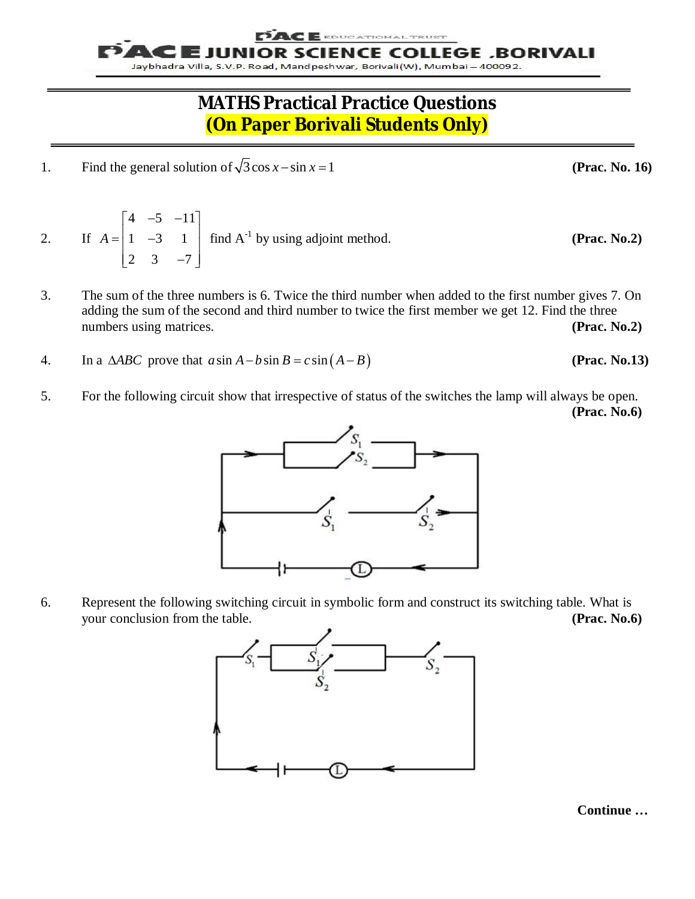# PACE JUNIOR SCIENCE COLLEGE .BORIVALI

Jaybhadra Villa, S.V.P. Road, Mandpeshwar, Borivali(W), Mumbai – 400092.

## MATHS Practical Practice Questions

## (On Paper Borivali Students Only)

1. Find the general solution of $\sqrt{3}\cos x - \sin x = 1$ **(Prac. No. 16)**

2. If $A = \begin{bmatrix} 4 & -5 & -11 \\ 1 & -3 & 1 \\ 2 & 3 & -7 \end{bmatrix}$ find $A^{-1}$ by using adjoint method. **(Prac. No.2)**

3. The sum of the three numbers is 6. Twice the third number when added to the first number gives 7. On adding the sum of the second and third number to twice the first member we get 12. Find the three numbers using matrices. **(Prac. No.2)**

4. In a $\Delta ABC$ prove that $a\sin A - b\sin B = c\sin(A-B)$ **(Prac. No.13)**

5. For the following circuit show that irrespective of status of the switches the lamp will always be open. **(Prac. No.6)**

6. Represent the following switching circuit in symbolic form and construct its switching table. What is your conclusion from the table. **(Prac. No.6)**

**Continue …**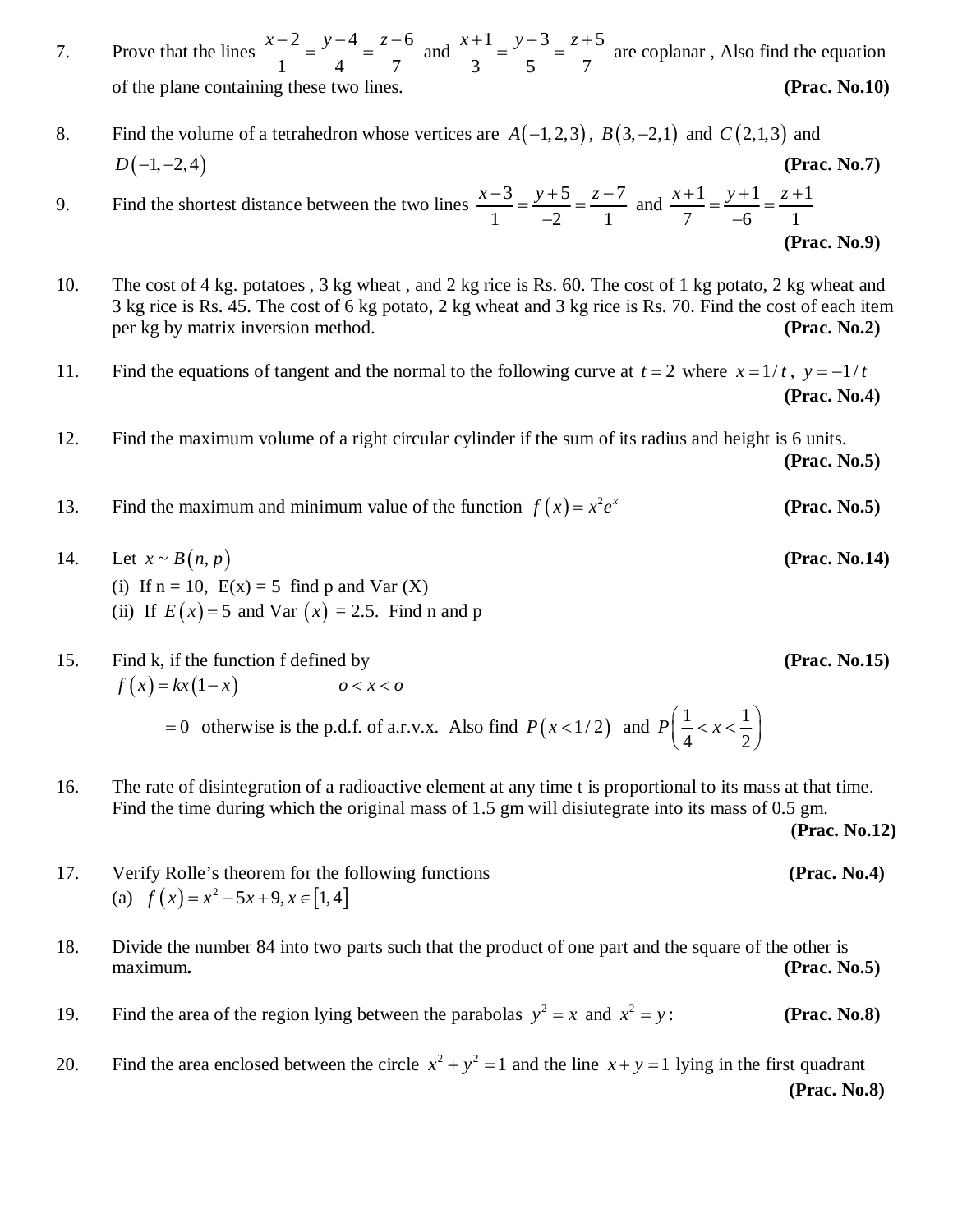7. Prove that the lines $\frac{x-2}{1}=\frac{y-4}{4}=\frac{z-6}{7}$ and $\frac{x+1}{3}=\frac{y+3}{5}=\frac{z+5}{7}$ are coplanar , Also find the equation of the plane containing these two lines. **(Prac. No.10)**

8. Find the volume of a tetrahedron whose vertices are $A(-1,2,3)$, $B(3,-2,1)$ and $C(2,1,3)$ and $D(-1,-2,4)$ **(Prac. No.7)**

9. Find the shortest distance between the two lines $\frac{x-3}{1}=\frac{y+5}{-2}=\frac{z-7}{1}$ and $\frac{x+1}{7}=\frac{y+1}{-6}=\frac{z+1}{1}$ **(Prac. No.9)**

10. The cost of 4 kg. potatoes , 3 kg wheat , and 2 kg rice is Rs. 60. The cost of 1 kg potato, 2 kg wheat and 3 kg rice is Rs. 45. The cost of 6 kg potato, 2 kg wheat and 3 kg rice is Rs. 70. Find the cost of each item per kg by matrix inversion method. **(Prac. No.2)**

11. Find the equations of tangent and the normal to the following curve at $t = 2$ where $x = 1/t$, $y = -1/t$ **(Prac. No.4)**

12. Find the maximum volume of a right circular cylinder if the sum of its radius and height is 6 units. **(Prac. No.5)**

13. Find the maximum and minimum value of the function $f(x) = x^2 e^x$ **(Prac. No.5)**

14. Let $x \sim B(n, p)$ **(Prac. No.14)**
    (i) If n = 10, E(x) = 5 find p and Var (X)
    (ii) If $E(x) = 5$ and Var $(x)$ = 2.5. Find n and p

15. Find k, if the function f defined by **(Prac. No.15)**
    $f(x) = kx(1-x)$ $\quad\quad o < x < o$
    $= 0$ otherwise is the p.d.f. of a.r.v.x. Also find $P(x < 1/2)$ and $P\left(\frac{1}{4} < x < \frac{1}{2}\right)$

16. The rate of disintegration of a radioactive element at any time t is proportional to its mass at that time. Find the time during which the original mass of 1.5 gm will disiutegrate into its mass of 0.5 gm. **(Prac. No.12)**

17. Verify Rolle's theorem for the following functions **(Prac. No.4)**
    (a) $f(x) = x^2 - 5x + 9, x \in [1,4]$

18. Divide the number 84 into two parts such that the product of one part and the square of the other is maximum**.** **(Prac. No.5)**

19. Find the area of the region lying between the parabolas $y^2 = x$ and $x^2 = y$: **(Prac. No.8)**

20. Find the area enclosed between the circle $x^2 + y^2 = 1$ and the line $x + y = 1$ lying in the first quadrant **(Prac. No.8)**